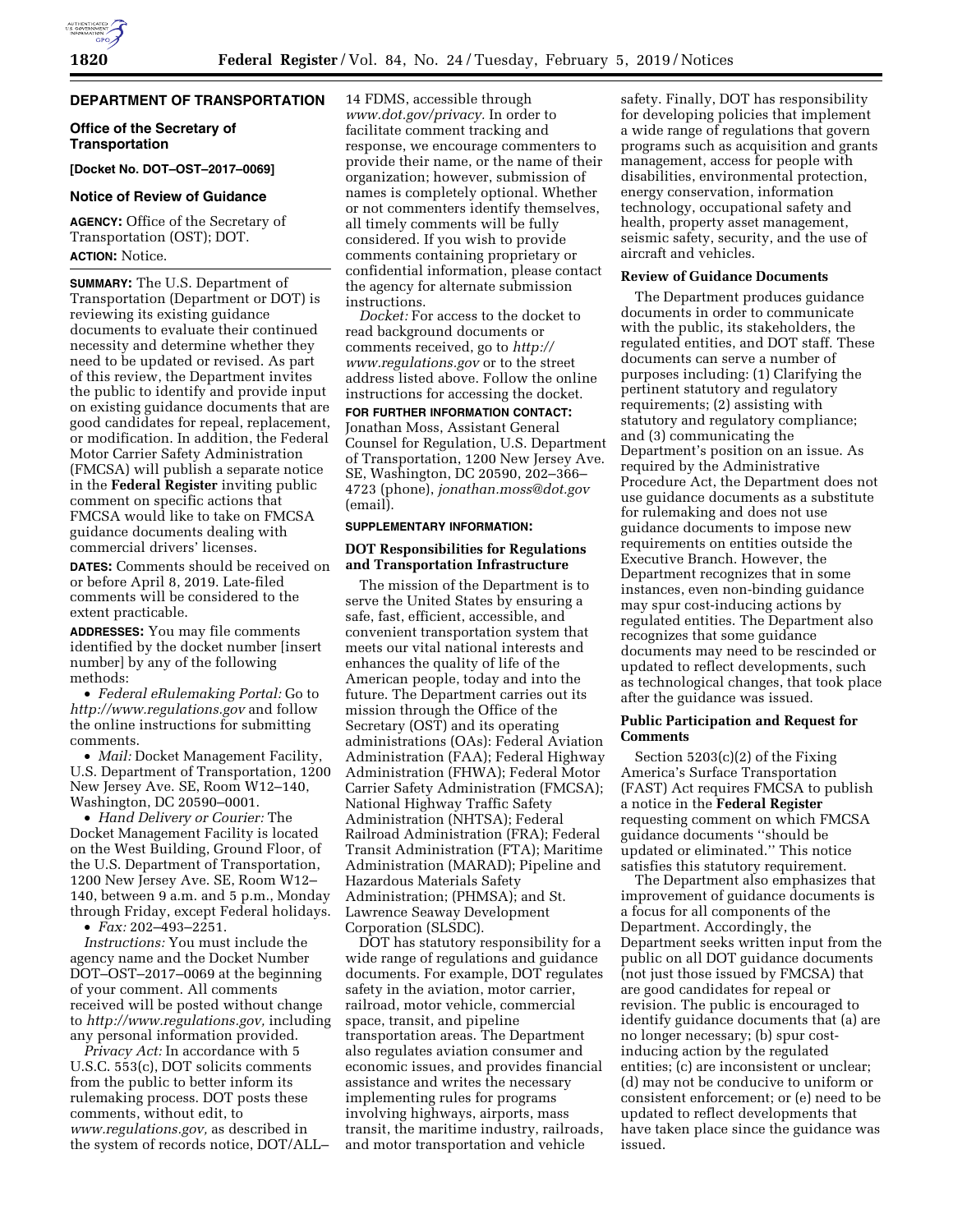## DEPARTMENT OF TRANSPORTATION

### Office of the Secretary of Transportation

**[Docket No. DOT–OST–2017–0069]**

### Notice of Review of Guidance

**AGENCY:** Office of the Secretary of Transportation (OST); DOT.

**ACTION:** Notice.

**SUMMARY:** The U.S. Department of Transportation (Department or DOT) is reviewing its existing guidance documents to evaluate their continued necessity and determine whether they need to be updated or revised. As part of this review, the Department invites the public to identify and provide input on existing guidance documents that are good candidates for repeal, replacement, or modification. In addition, the Federal Motor Carrier Safety Administration (FMCSA) will publish a separate notice in the **Federal Register** inviting public comment on specific actions that FMCSA would like to take on FMCSA guidance documents dealing with commercial drivers' licenses.

**DATES:** Comments should be received on or before April 8, 2019. Late-filed comments will be considered to the extent practicable.

**ADDRESSES:** You may file comments identified by the docket number [insert number] by any of the following methods:

- *Federal eRulemaking Portal:* Go to *http://www.regulations.gov* and follow the online instructions for submitting comments.
- *Mail:* Docket Management Facility, U.S. Department of Transportation, 1200 New Jersey Ave. SE, Room W12–140, Washington, DC 20590–0001.
- *Hand Delivery or Courier:* The Docket Management Facility is located on the West Building, Ground Floor, of the U.S. Department of Transportation, 1200 New Jersey Ave. SE, Room W12–140, between 9 a.m. and 5 p.m., Monday through Friday, except Federal holidays.
- *Fax:* 202–493–2251.

*Instructions:* You must include the agency name and the Docket Number DOT–OST–2017–0069 at the beginning of your comment. All comments received will be posted without change to *http://www.regulations.gov,* including any personal information provided.

*Privacy Act:* In accordance with 5 U.S.C. 553(c), DOT solicits comments from the public to better inform its rulemaking process. DOT posts these comments, without edit, to *www.regulations.gov,* as described in the system of records notice, DOT/ALL–14 FDMS, accessible through *www.dot.gov/privacy.* In order to facilitate comment tracking and response, we encourage commenters to provide their name, or the name of their organization; however, submission of names is completely optional. Whether or not commenters identify themselves, all timely comments will be fully considered. If you wish to provide comments containing proprietary or confidential information, please contact the agency for alternate submission instructions.

*Docket:* For access to the docket to read background documents or comments received, go to *http://www.regulations.gov* or to the street address listed above. Follow the online instructions for accessing the docket.

**FOR FURTHER INFORMATION CONTACT:** Jonathan Moss, Assistant General Counsel for Regulation, U.S. Department of Transportation, 1200 New Jersey Ave. SE, Washington, DC 20590, 202–366–4723 (phone), *jonathan.moss@dot.gov* (email).

**SUPPLEMENTARY INFORMATION:**

### DOT Responsibilities for Regulations and Transportation Infrastructure

The mission of the Department is to serve the United States by ensuring a safe, fast, efficient, accessible, and convenient transportation system that meets our vital national interests and enhances the quality of life of the American people, today and into the future. The Department carries out its mission through the Office of the Secretary (OST) and its operating administrations (OAs): Federal Aviation Administration (FAA); Federal Highway Administration (FHWA); Federal Motor Carrier Safety Administration (FMCSA); National Highway Traffic Safety Administration (NHTSA); Federal Railroad Administration (FRA); Federal Transit Administration (FTA); Maritime Administration (MARAD); Pipeline and Hazardous Materials Safety Administration; (PHMSA); and St. Lawrence Seaway Development Corporation (SLSDC).

DOT has statutory responsibility for a wide range of regulations and guidance documents. For example, DOT regulates safety in the aviation, motor carrier, railroad, motor vehicle, commercial space, transit, and pipeline transportation areas. The Department also regulates aviation consumer and economic issues, and provides financial assistance and writes the necessary implementing rules for programs involving highways, airports, mass transit, the maritime industry, railroads, and motor transportation and vehicle safety. Finally, DOT has responsibility for developing policies that implement a wide range of regulations that govern programs such as acquisition and grants management, access for people with disabilities, environmental protection, energy conservation, information technology, occupational safety and health, property asset management, seismic safety, security, and the use of aircraft and vehicles.

### Review of Guidance Documents

The Department produces guidance documents in order to communicate with the public, its stakeholders, the regulated entities, and DOT staff. These documents can serve a number of purposes including: (1) Clarifying the pertinent statutory and regulatory requirements; (2) assisting with statutory and regulatory compliance; and (3) communicating the Department's position on an issue. As required by the Administrative Procedure Act, the Department does not use guidance documents as a substitute for rulemaking and does not use guidance documents to impose new requirements on entities outside the Executive Branch. However, the Department recognizes that in some instances, even non-binding guidance may spur cost-inducing actions by regulated entities. The Department also recognizes that some guidance documents may need to be rescinded or updated to reflect developments, such as technological changes, that took place after the guidance was issued.

### Public Participation and Request for Comments

Section 5203(c)(2) of the Fixing America's Surface Transportation (FAST) Act requires FMCSA to publish a notice in the **Federal Register** requesting comment on which FMCSA guidance documents ''should be updated or eliminated.'' This notice satisfies this statutory requirement.

The Department also emphasizes that improvement of guidance documents is a focus for all components of the Department. Accordingly, the Department seeks written input from the public on all DOT guidance documents (not just those issued by FMCSA) that are good candidates for repeal or revision. The public is encouraged to identify guidance documents that (a) are no longer necessary; (b) spur cost-inducing action by the regulated entities; (c) are inconsistent or unclear; (d) may not be conducive to uniform or consistent enforcement; or (e) need to be updated to reflect developments that have taken place since the guidance was issued.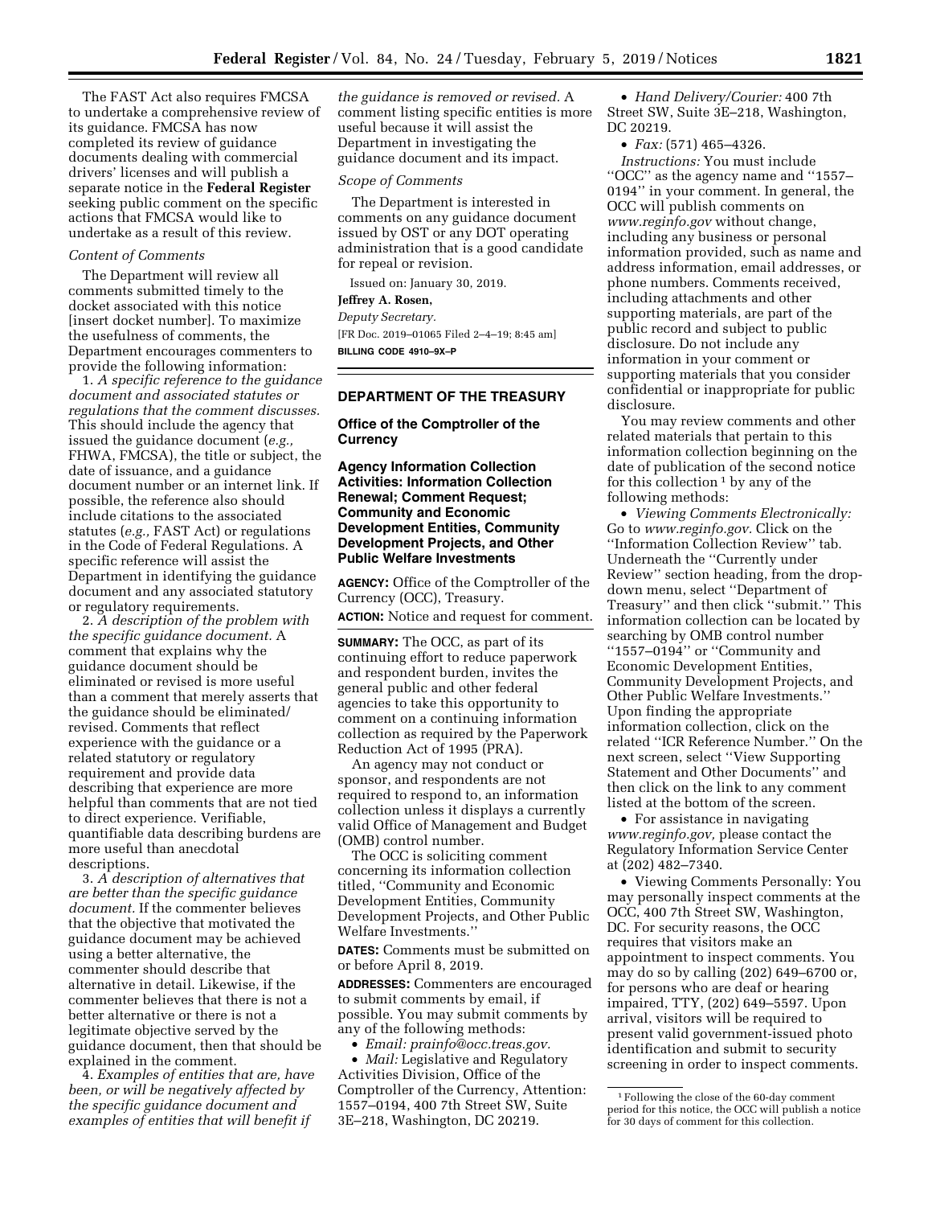The FAST Act also requires FMCSA to undertake a comprehensive review of its guidance. FMCSA has now completed its review of guidance documents dealing with commercial drivers' licenses and will publish a separate notice in the **Federal Register** seeking public comment on the specific actions that FMCSA would like to undertake as a result of this review.

*Content of Comments*

The Department will review all comments submitted timely to the docket associated with this notice [insert docket number]. To maximize the usefulness of comments, the Department encourages commenters to provide the following information:

1. *A specific reference to the guidance document and associated statutes or regulations that the comment discusses.* This should include the agency that issued the guidance document (*e.g.,* FHWA, FMCSA), the title or subject, the date of issuance, and a guidance document number or an internet link. If possible, the reference also should include citations to the associated statutes (*e.g.,* FAST Act) or regulations in the Code of Federal Regulations. A specific reference will assist the Department in identifying the guidance document and any associated statutory or regulatory requirements.

2. *A description of the problem with the specific guidance document.* A comment that explains why the guidance document should be eliminated or revised is more useful than a comment that merely asserts that the guidance should be eliminated/revised. Comments that reflect experience with the guidance or a related statutory or regulatory requirement and provide data describing that experience are more helpful than comments that are not tied to direct experience. Verifiable, quantifiable data describing burdens are more useful than anecdotal descriptions.

3. *A description of alternatives that are better than the specific guidance document.* If the commenter believes that the objective that motivated the guidance document may be achieved using a better alternative, the commenter should describe that alternative in detail. Likewise, if the commenter believes that there is not a better alternative or there is not a legitimate objective served by the guidance document, then that should be explained in the comment.

4. *Examples of entities that are, have been, or will be negatively affected by the specific guidance document and examples of entities that will benefit if the guidance is removed or revised.* A comment listing specific entities is more useful because it will assist the Department in investigating the guidance document and its impact.

*Scope of Comments*

The Department is interested in comments on any guidance document issued by OST or any DOT operating administration that is a good candidate for repeal or revision.

Issued on: January 30, 2019.

**Jeffrey A. Rosen,**

*Deputy Secretary.*

[FR Doc. 2019–01065 Filed 2–4–19; 8:45 am]

**BILLING CODE 4910–9X–P**

## DEPARTMENT OF THE TREASURY

### Office of the Comptroller of the Currency

### Agency Information Collection Activities: Information Collection Renewal; Comment Request; Community and Economic Development Entities, Community Development Projects, and Other Public Welfare Investments

**AGENCY:** Office of the Comptroller of the Currency (OCC), Treasury.

**ACTION:** Notice and request for comment.

**SUMMARY:** The OCC, as part of its continuing effort to reduce paperwork and respondent burden, invites the general public and other federal agencies to take this opportunity to comment on a continuing information collection as required by the Paperwork Reduction Act of 1995 (PRA).

An agency may not conduct or sponsor, and respondents are not required to respond to, an information collection unless it displays a currently valid Office of Management and Budget (OMB) control number.

The OCC is soliciting comment concerning its information collection titled, ''Community and Economic Development Entities, Community Development Projects, and Other Public Welfare Investments.''

**DATES:** Comments must be submitted on or before April 8, 2019.

**ADDRESSES:** Commenters are encouraged to submit comments by email, if possible. You may submit comments by any of the following methods:

- *Email: prainfo@occ.treas.gov.*
- *Mail:* Legislative and Regulatory Activities Division, Office of the Comptroller of the Currency, Attention: 1557–0194, 400 7th Street SW, Suite 3E–218, Washington, DC 20219.
- *Hand Delivery/Courier:* 400 7th Street SW, Suite 3E–218, Washington, DC 20219.
- *Fax:* (571) 465–4326.

*Instructions:* You must include ''OCC'' as the agency name and ''1557–0194'' in your comment. In general, the OCC will publish comments on *www.reginfo.gov* without change, including any business or personal information provided, such as name and address information, email addresses, or phone numbers. Comments received, including attachments and other supporting materials, are part of the public record and subject to public disclosure. Do not include any information in your comment or supporting materials that you consider confidential or inappropriate for public disclosure.

You may review comments and other related materials that pertain to this information collection beginning on the date of publication of the second notice for this collection [1] by any of the following methods:

- *Viewing Comments Electronically:* Go to *www.reginfo.gov.* Click on the ''Information Collection Review'' tab. Underneath the ''Currently under Review'' section heading, from the drop-down menu, select ''Department of Treasury'' and then click ''submit.'' This information collection can be located by searching by OMB control number ''1557–0194'' or ''Community and Economic Development Entities, Community Development Projects, and Other Public Welfare Investments.'' Upon finding the appropriate information collection, click on the related ''ICR Reference Number.'' On the next screen, select ''View Supporting Statement and Other Documents'' and then click on the link to any comment listed at the bottom of the screen.
- For assistance in navigating *www.reginfo.gov,* please contact the Regulatory Information Service Center at (202) 482–7340.
- Viewing Comments Personally: You may personally inspect comments at the OCC, 400 7th Street SW, Washington, DC. For security reasons, the OCC requires that visitors make an appointment to inspect comments. You may do so by calling (202) 649–6700 or, for persons who are deaf or hearing impaired, TTY, (202) 649–5597. Upon arrival, visitors will be required to present valid government-issued photo identification and submit to security screening in order to inspect comments.

[1] Following the close of the 60-day comment period for this notice, the OCC will publish a notice for 30 days of comment for this collection.